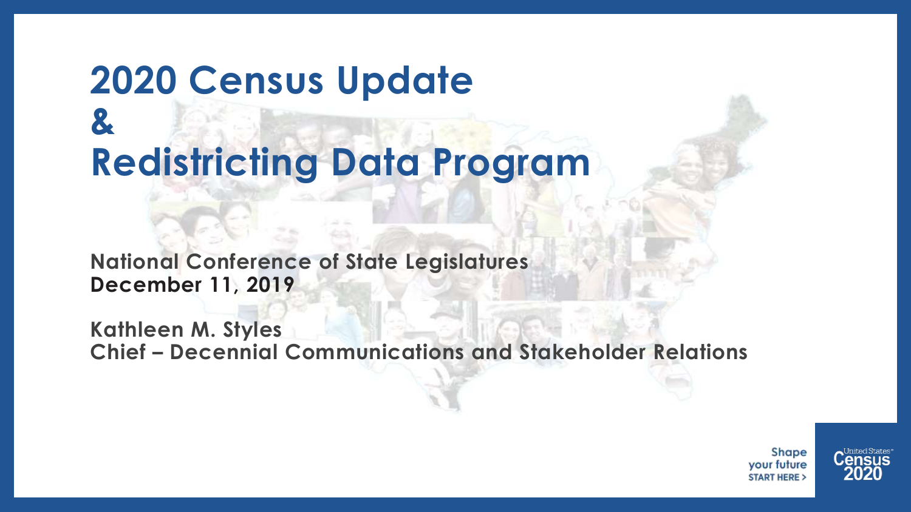# 2020 Census Update
# &
# Redistricting Data Program

**National Conference of State Legislatures**
**December 11, 2019**

**Kathleen M. Styles**
**Chief – Decennial Communications and Stakeholder Relations**

Shape your future START HERE >

United States Census 2020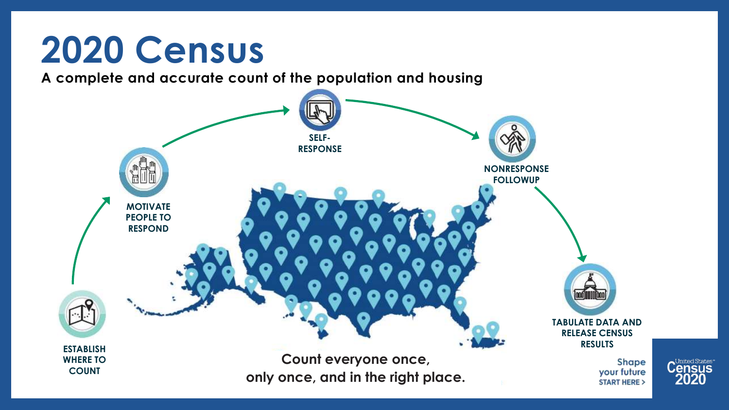# 2020 Census

**A complete and accurate count of the population and housing**

- ESTABLISH WHERE TO COUNT
- MOTIVATE PEOPLE TO RESPOND
- SELF-RESPONSE
- NONRESPONSE FOLLOWUP
- TABULATE DATA AND RELEASE CENSUS RESULTS

**Count everyone once, only once, and in the right place.**

Shape your future START HERE >

United States Census 2020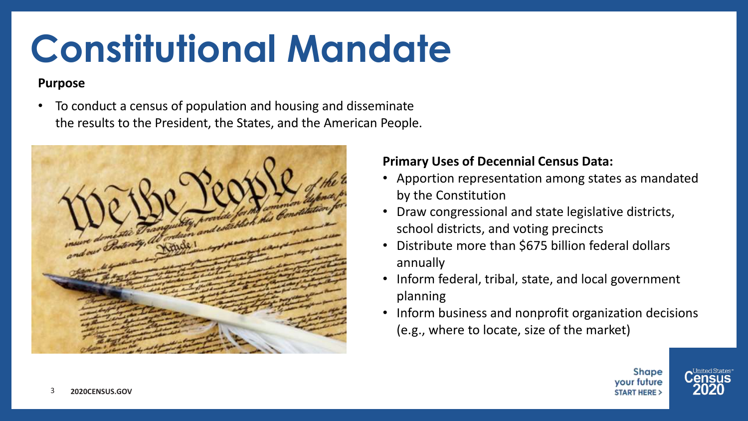# Constitutional Mandate

**Purpose**

- To conduct a census of population and housing and disseminate the results to the President, the States, and the American People.

**Primary Uses of Decennial Census Data:**

- Apportion representation among states as mandated by the Constitution
- Draw congressional and state legislative districts, school districts, and voting precincts
- Distribute more than $675 billion federal dollars annually
- Inform federal, tribal, state, and local government planning
- Inform business and nonprofit organization decisions (e.g., where to locate, size of the market)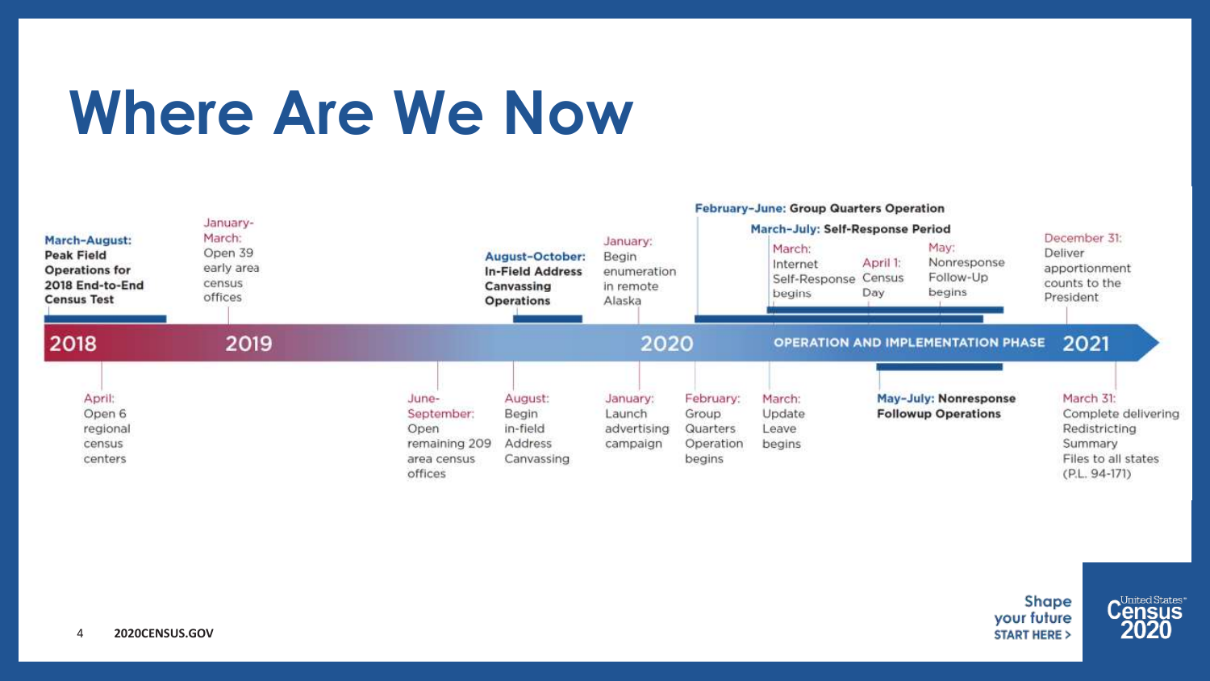# Where Are We Now

**2018**

- **March–August: Peak Field Operations for 2018 End-to-End Census Test**
- April: Open 6 regional census centers

**2019**

- January-March: Open 39 early area census offices
- June-September: Open remaining 209 area census offices
- August: Begin in-field Address Canvassing
- **August–October: In-Field Address Canvassing Operations**

**2020**

- January: Begin enumeration in remote Alaska
- January: Launch advertising campaign
- February: Group Quarters Operation begins
- **February–June: Group Quarters Operation**
- **March–July: Self-Response Period**
- March: Internet Self-Response begins
- March: Update Leave begins
- April 1: Census Day
- May: Nonresponse Follow-Up begins
- **May–July: Nonresponse Followup Operations**
- December 31: Deliver apportionment counts to the President

OPERATION AND IMPLEMENTATION PHASE

**2021**

- March 31: Complete delivering Redistricting Summary Files to all states (P.L. 94-171)

Shape your future START HERE >

United States® Census 2020

2020CENSUS.GOV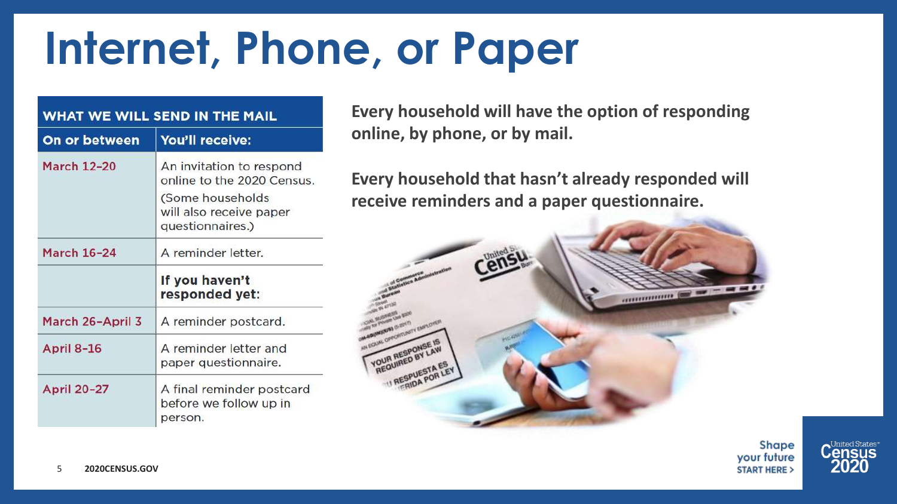# Internet, Phone, or Paper

| WHAT WE WILL SEND IN THE MAIL | |
|---|---|
| **On or between** | **You'll receive:** |
| March 12–20 | An invitation to respond online to the 2020 Census. (Some households will also receive paper questionnaires.) |
| March 16–24 | A reminder letter. |
| | **If you haven't responded yet:** |
| March 26–April 3 | A reminder postcard. |
| April 8–16 | A reminder letter and paper questionnaire. |
| April 20–27 | A final reminder postcard before we follow up in person. |

**Every household will have the option of responding online, by phone, or by mail.**

**Every household that hasn't already responded will receive reminders and a paper questionnaire.**

2020CENSUS.GOV

Shape your future START HERE >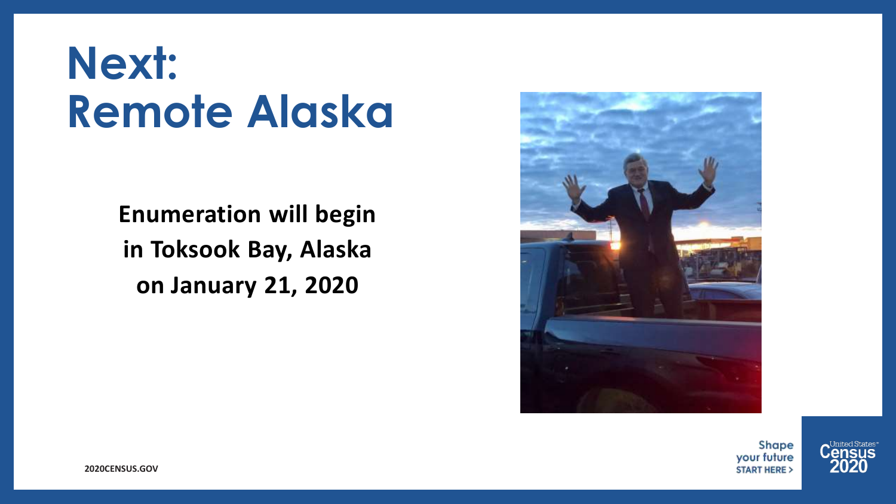# Next: Remote Alaska

**Enumeration will begin in Toksook Bay, Alaska on January 21, 2020**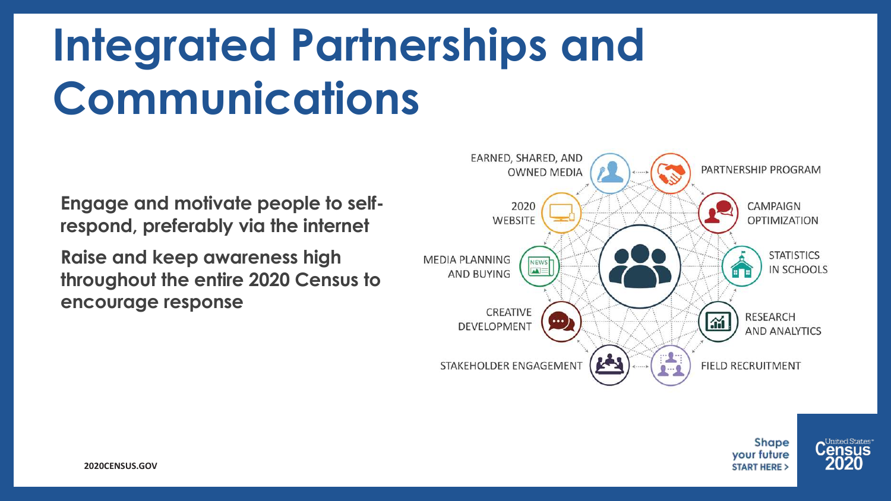# Integrated Partnerships and Communications

**Engage and motivate people to self-respond, preferably via the internet**

**Raise and keep awareness high throughout the entire 2020 Census to encourage response**

- EARNED, SHARED, AND OWNED MEDIA
- PARTNERSHIP PROGRAM
- 2020 WEBSITE
- CAMPAIGN OPTIMIZATION
- MEDIA PLANNING AND BUYING
- STATISTICS IN SCHOOLS
- CREATIVE DEVELOPMENT
- RESEARCH AND ANALYTICS
- STAKEHOLDER ENGAGEMENT
- FIELD RECRUITMENT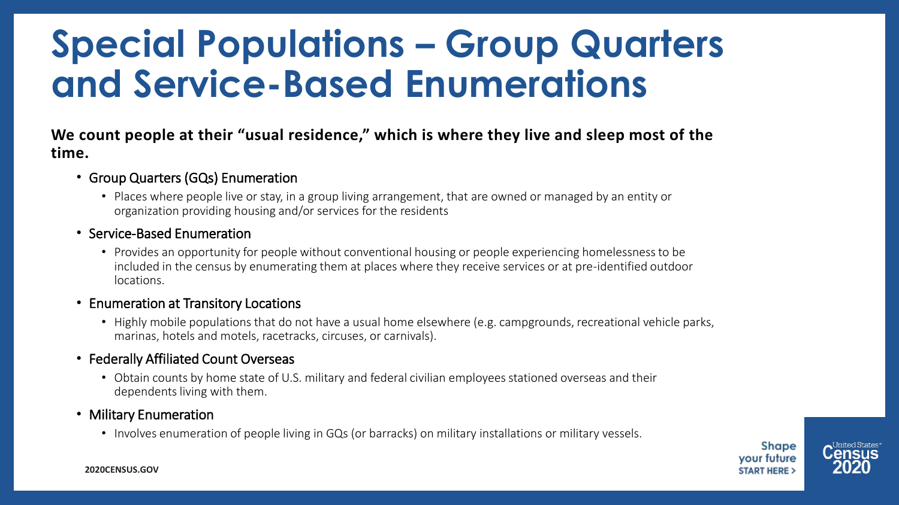# Special Populations – Group Quarters and Service-Based Enumerations

**We count people at their "usual residence," which is where they live and sleep most of the time.**

- Group Quarters (GQs) Enumeration
  - Places where people live or stay, in a group living arrangement, that are owned or managed by an entity or organization providing housing and/or services for the residents
- Service-Based Enumeration
  - Provides an opportunity for people without conventional housing or people experiencing homelessness to be included in the census by enumerating them at places where they receive services or at pre-identified outdoor locations.
- Enumeration at Transitory Locations
  - Highly mobile populations that do not have a usual home elsewhere (e.g. campgrounds, recreational vehicle parks, marinas, hotels and motels, racetracks, circuses, or carnivals).
- Federally Affiliated Count Overseas
  - Obtain counts by home state of U.S. military and federal civilian employees stationed overseas and their dependents living with them.
- Military Enumeration
  - Involves enumeration of people living in GQs (or barracks) on military installations or military vessels.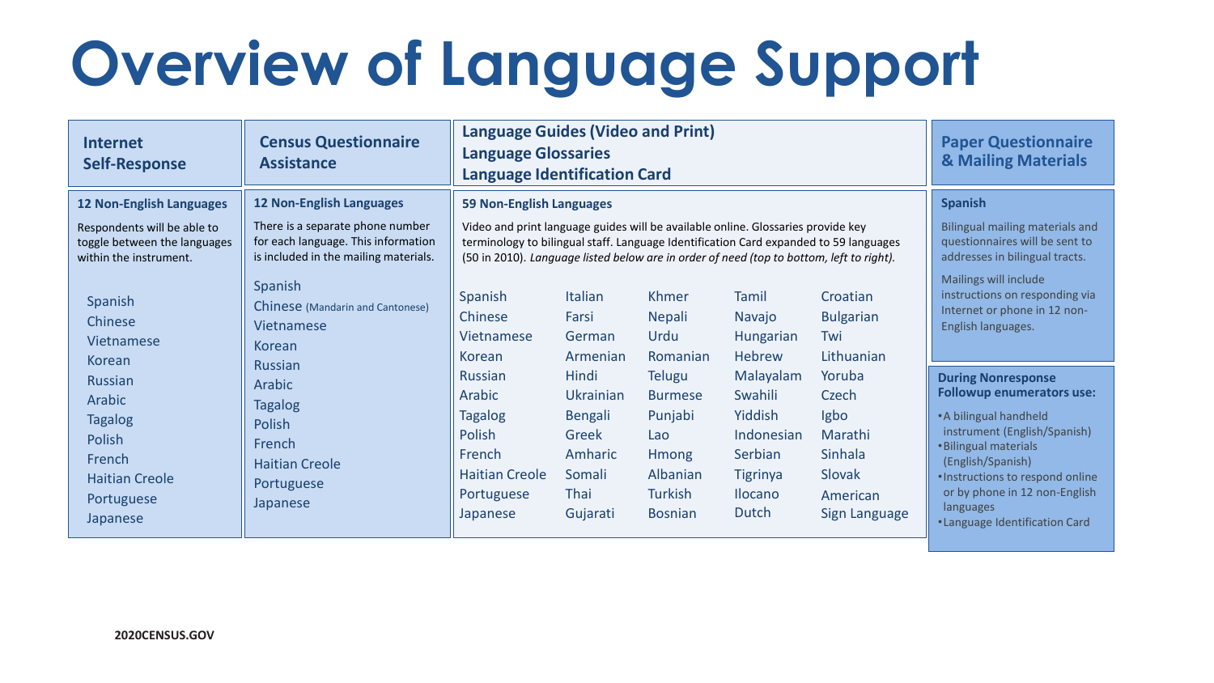# Overview of Language Support

## Internet Self-Response

**12 Non-English Languages**

Respondents will be able to toggle between the languages within the instrument.

- Spanish
- Chinese
- Vietnamese
- Korean
- Russian
- Arabic
- Tagalog
- Polish
- French
- Haitian Creole
- Portuguese
- Japanese

## Census Questionnaire Assistance

**12 Non-English Languages**

There is a separate phone number for each language. This information is included in the mailing materials.

- Spanish
- Chinese (Mandarin and Cantonese)
- Vietnamese
- Korean
- Russian
- Arabic
- Tagalog
- Polish
- French
- Haitian Creole
- Portuguese
- Japanese

## Language Guides (Video and Print)
## Language Glossaries
## Language Identification Card

**59 Non-English Languages**

Video and print language guides will be available online. Glossaries provide key terminology to bilingual staff. Language Identification Card expanded to 59 languages (50 in 2010). *Language listed below are in order of need (top to bottom, left to right).*

| | | | | |
|---|---|---|---|---|
| Spanish | Italian | Khmer | Tamil | Croatian |
| Chinese | Farsi | Nepali | Navajo | Bulgarian |
| Vietnamese | German | Urdu | Hungarian | Twi |
| Korean | Armenian | Romanian | Hebrew | Lithuanian |
| Russian | Hindi | Telugu | Malayalam | Yoruba |
| Arabic | Ukrainian | Burmese | Swahili | Czech |
| Tagalog | Bengali | Punjabi | Yiddish | Igbo |
| Polish | Greek | Lao | Indonesian | Marathi |
| French | Amharic | Hmong | Serbian | Sinhala |
| Haitian Creole | Somali | Albanian | Tigrinya | Slovak |
| Portuguese | Thai | Turkish | Ilocano | American Sign Language |
| Japanese | Gujarati | Bosnian | Dutch | |

## Paper Questionnaire & Mailing Materials

**Spanish**

Bilingual mailing materials and questionnaires will be sent to addresses in bilingual tracts.

Mailings will include instructions on responding via Internet or phone in 12 non-English languages.

**During Nonresponse Followup enumerators use:**

- A bilingual handheld instrument (English/Spanish)
- Bilingual materials (English/Spanish)
- Instructions to respond online or by phone in 12 non-English languages
- Language Identification Card

2020CENSUS.GOV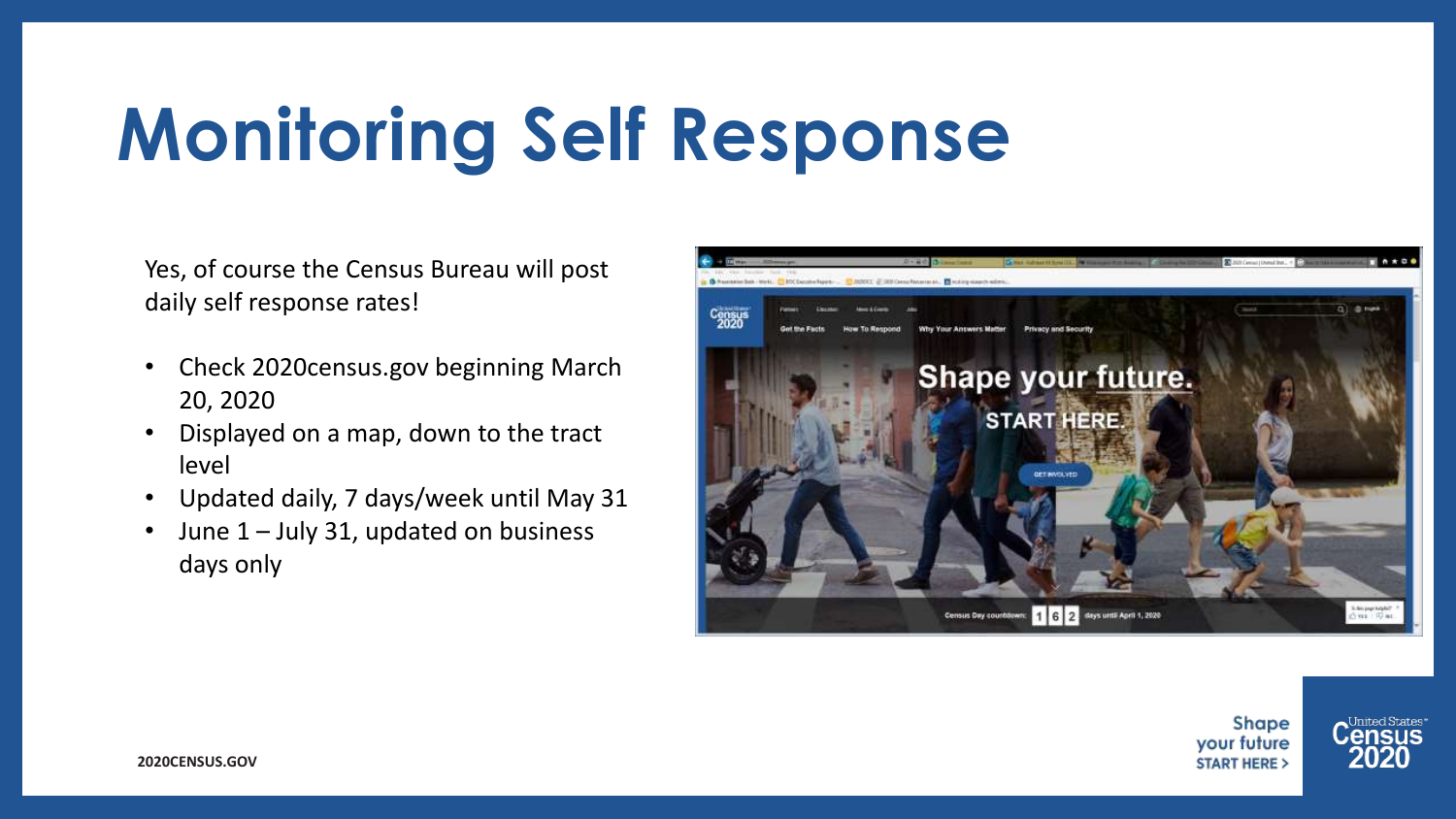# Monitoring Self Response

Yes, of course the Census Bureau will post daily self response rates!

- Check 2020census.gov beginning March 20, 2020
- Displayed on a map, down to the tract level
- Updated daily, 7 days/week until May 31
- June 1 – July 31, updated on business days only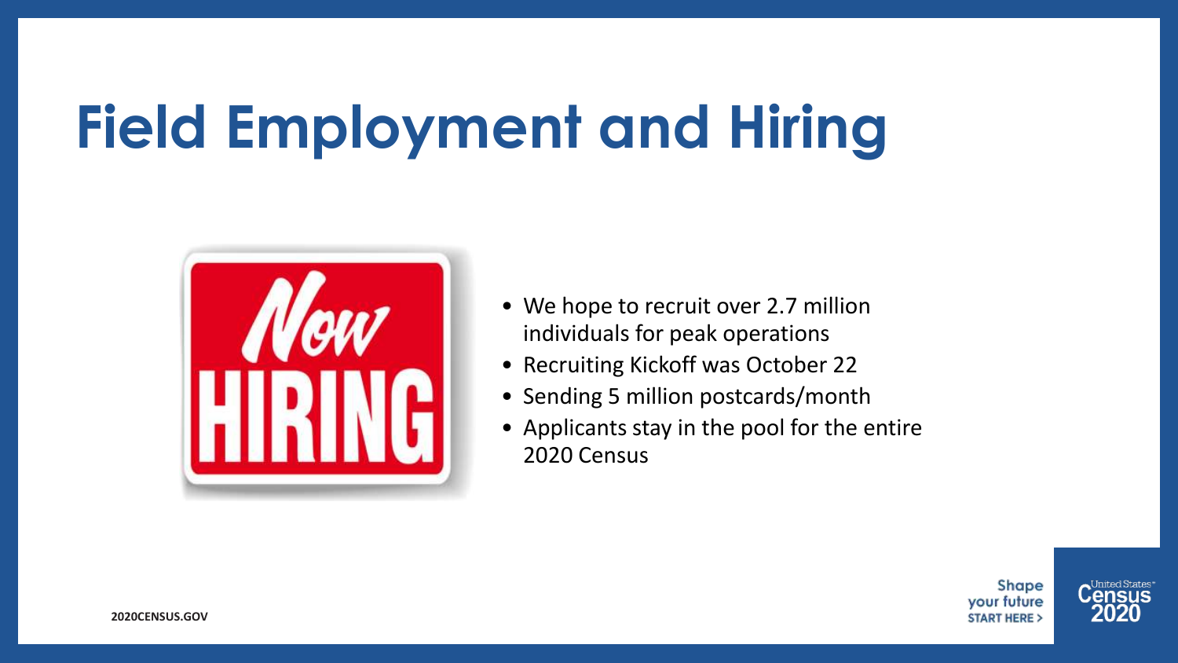# Field Employment and Hiring

- We hope to recruit over 2.7 million individuals for peak operations
- Recruiting Kickoff was October 22
- Sending 5 million postcards/month
- Applicants stay in the pool for the entire 2020 Census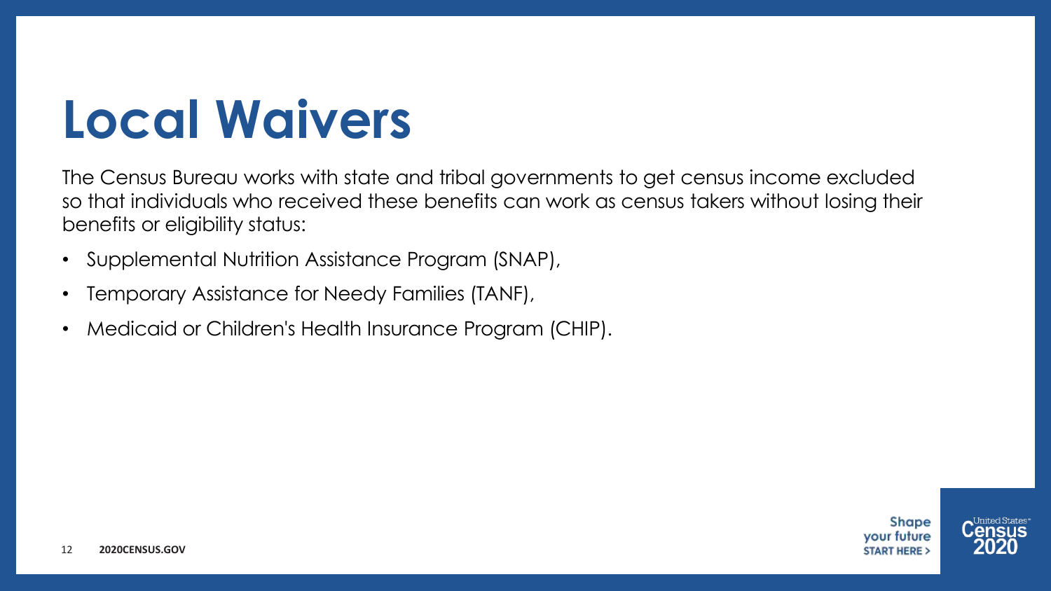# Local Waivers

The Census Bureau works with state and tribal governments to get census income excluded so that individuals who received these benefits can work as census takers without losing their benefits or eligibility status:

- Supplemental Nutrition Assistance Program (SNAP),
- Temporary Assistance for Needy Families (TANF),
- Medicaid or Children's Health Insurance Program (CHIP).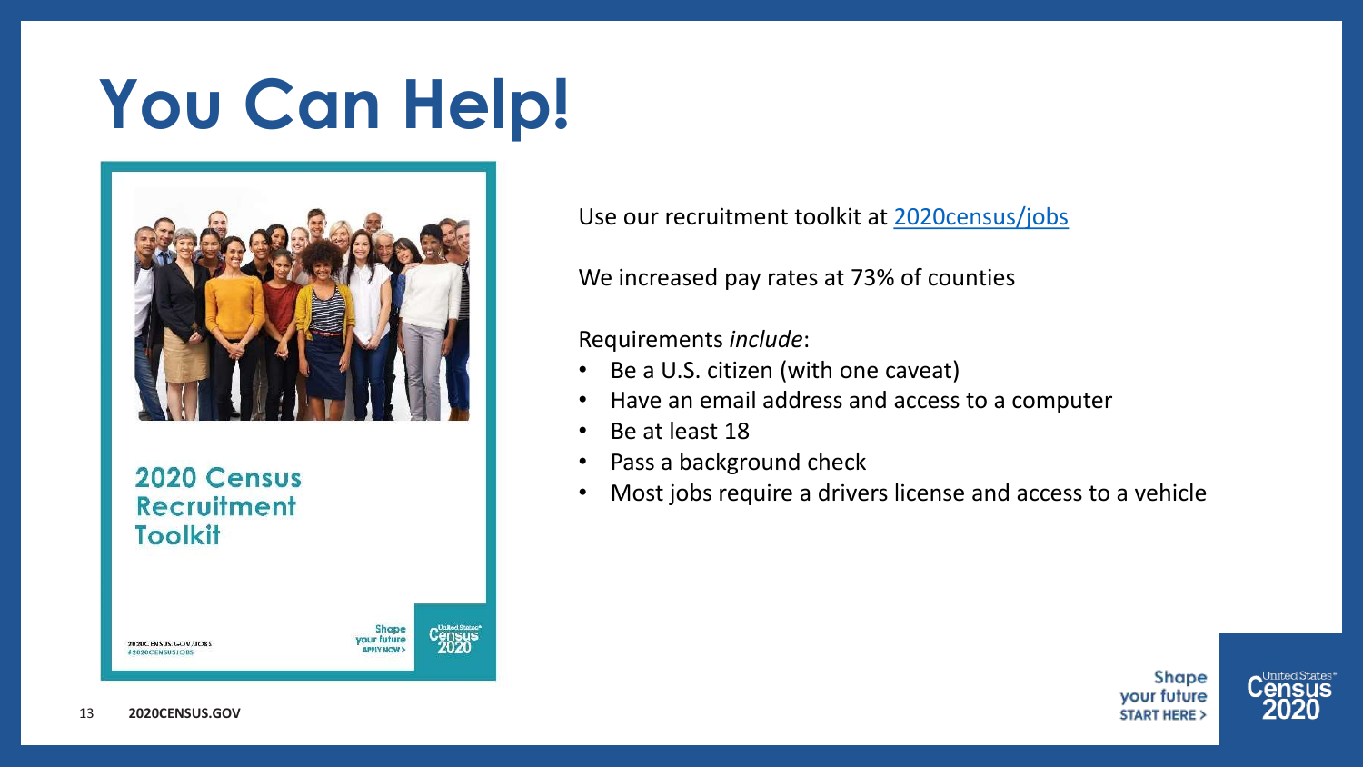# You Can Help!

2020 Census Recruitment Toolkit

Use our recruitment toolkit at [2020census/jobs](2020census/jobs)

We increased pay rates at 73% of counties

Requirements *include*:

- Be a U.S. citizen (with one caveat)
- Have an email address and access to a computer
- Be at least 18
- Pass a background check
- Most jobs require a drivers license and access to a vehicle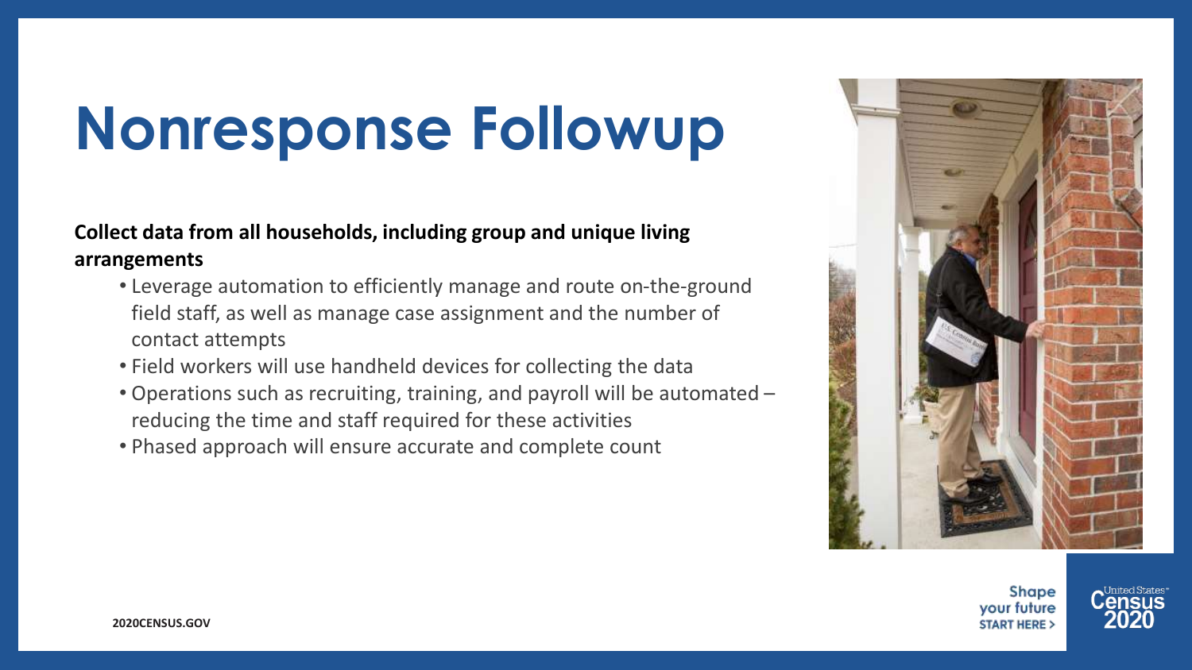# Nonresponse Followup

**Collect data from all households, including group and unique living arrangements**

- Leverage automation to efficiently manage and route on-the-ground field staff, as well as manage case assignment and the number of contact attempts
- Field workers will use handheld devices for collecting the data
- Operations such as recruiting, training, and payroll will be automated – reducing the time and staff required for these activities
- Phased approach will ensure accurate and complete count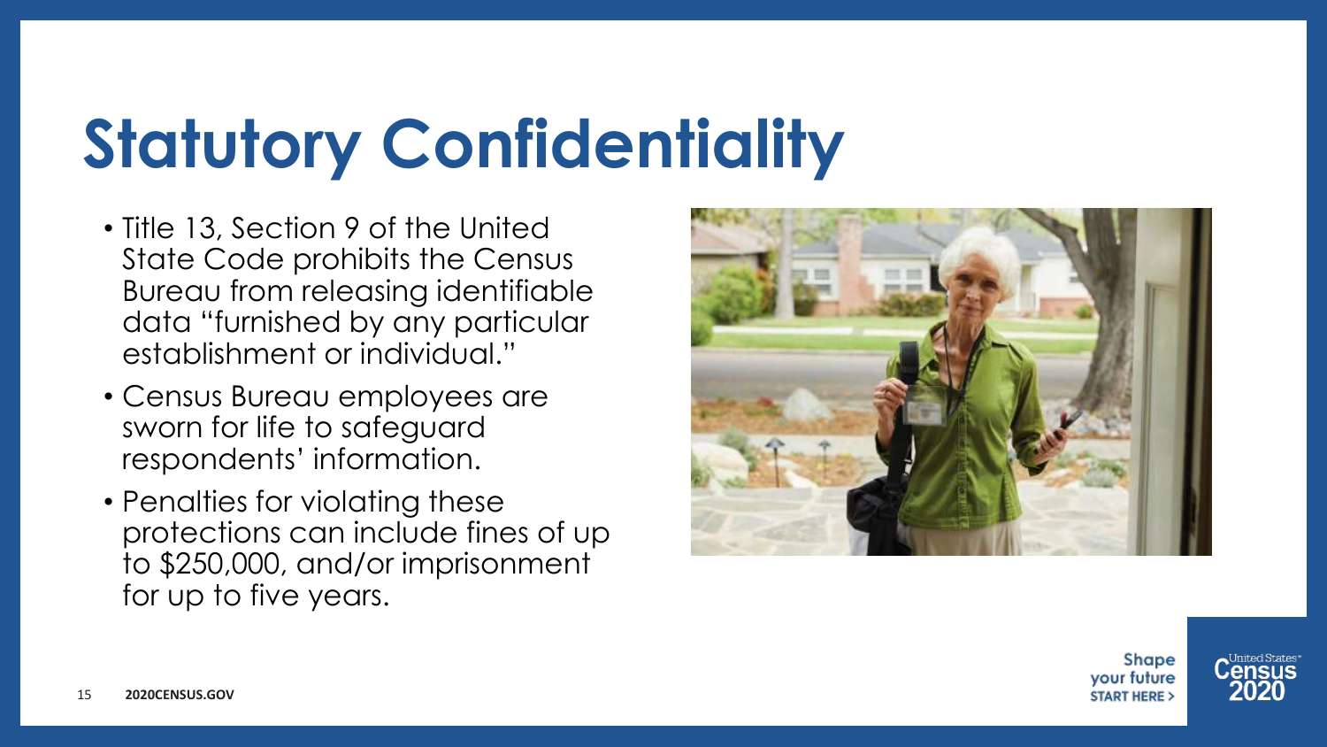# Statutory Confidentiality

- Title 13, Section 9 of the United State Code prohibits the Census Bureau from releasing identifiable data "furnished by any particular establishment or individual."
- Census Bureau employees are sworn for life to safeguard respondents' information.
- Penalties for violating these protections can include fines of up to $250,000, and/or imprisonment for up to five years.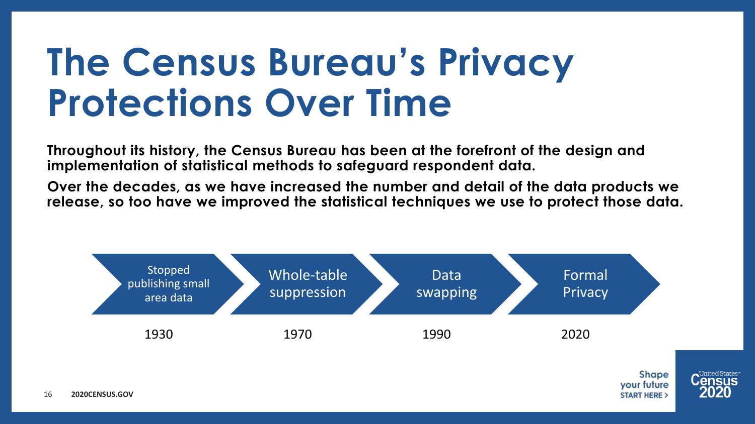# The Census Bureau's Privacy Protections Over Time

**Throughout its history, the Census Bureau has been at the forefront of the design and implementation of statistical methods to safeguard respondent data.**

**Over the decades, as we have increased the number and detail of the data products we release, so too have we improved the statistical techniques we use to protect those data.**

| 1930 | 1970 | 1990 | 2020 |
| --- | --- | --- | --- |
| Stopped publishing small area data | Whole-table suppression | Data swapping | Formal Privacy |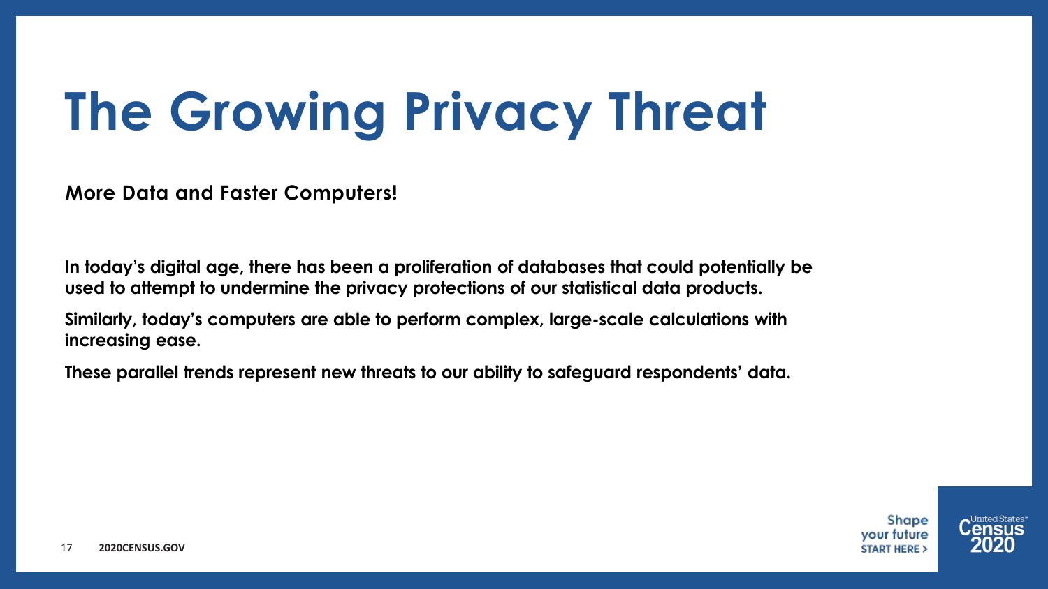# The Growing Privacy Threat

**More Data and Faster Computers!**

**In today's digital age, there has been a proliferation of databases that could potentially be used to attempt to undermine the privacy protections of our statistical data products.**

**Similarly, today's computers are able to perform complex, large-scale calculations with increasing ease.**

**These parallel trends represent new threats to our ability to safeguard respondents' data.**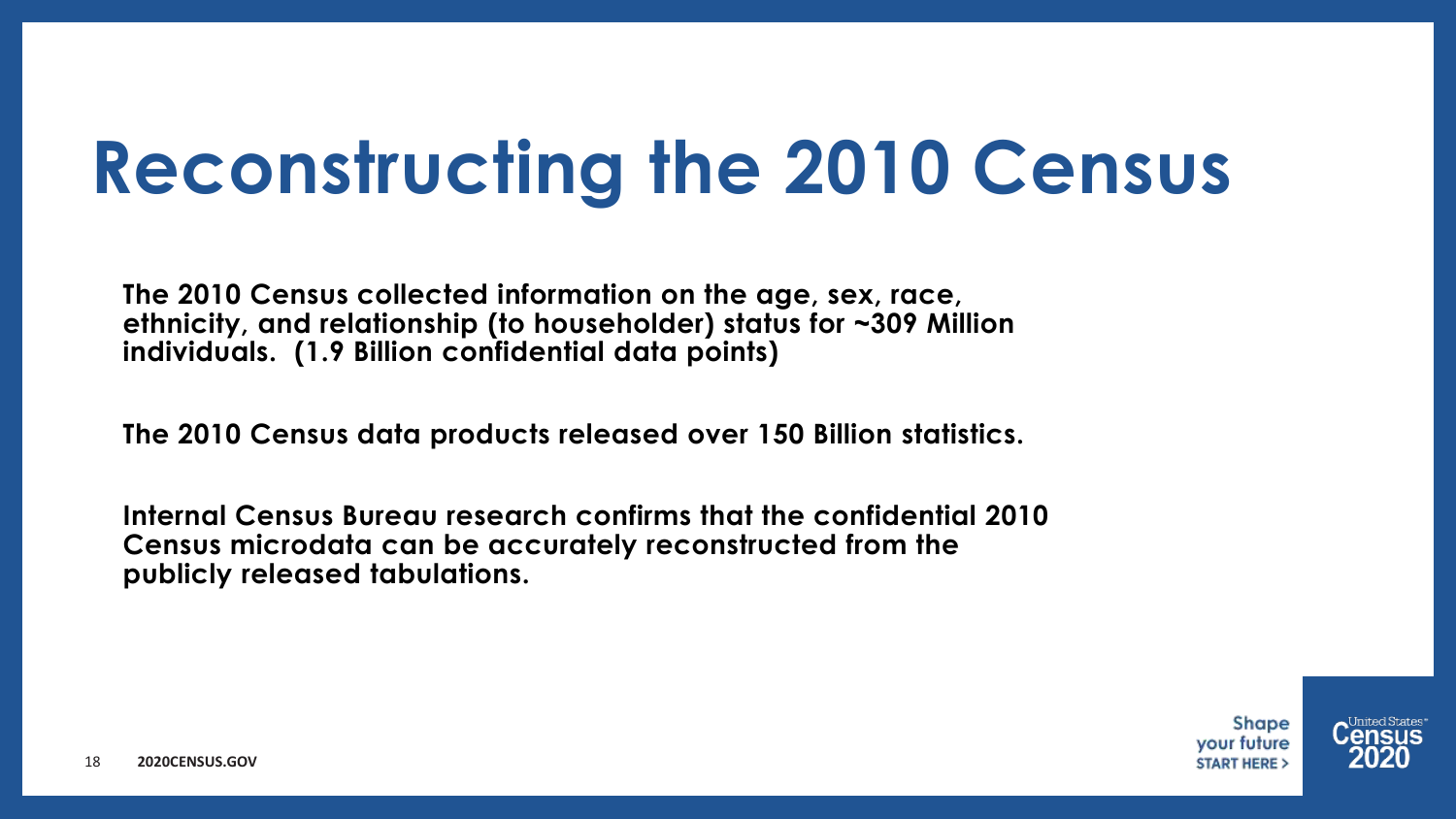# Reconstructing the 2010 Census

**The 2010 Census collected information on the age, sex, race, ethnicity, and relationship (to householder) status for ~309 Million individuals. (1.9 Billion confidential data points)**

**The 2010 Census data products released over 150 Billion statistics.**

**Internal Census Bureau research confirms that the confidential 2010 Census microdata can be accurately reconstructed from the publicly released tabulations.**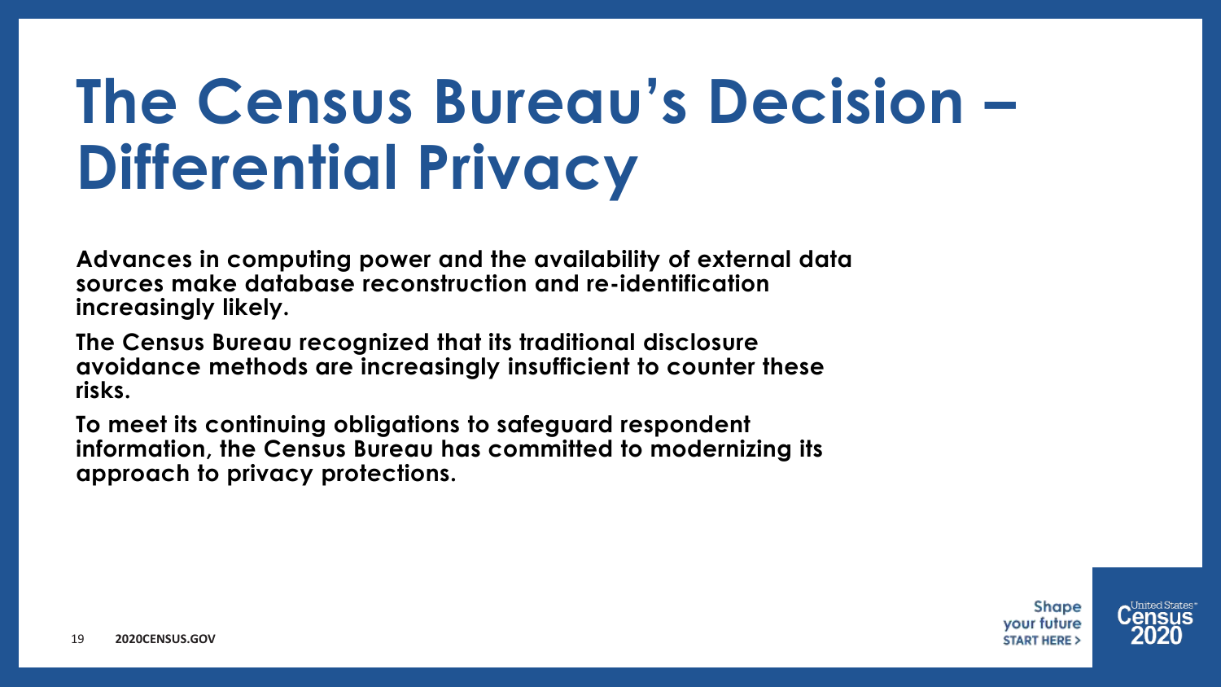# The Census Bureau's Decision – Differential Privacy

**Advances in computing power and the availability of external data sources make database reconstruction and re-identification increasingly likely.**

**The Census Bureau recognized that its traditional disclosure avoidance methods are increasingly insufficient to counter these risks.**

**To meet its continuing obligations to safeguard respondent information, the Census Bureau has committed to modernizing its approach to privacy protections.**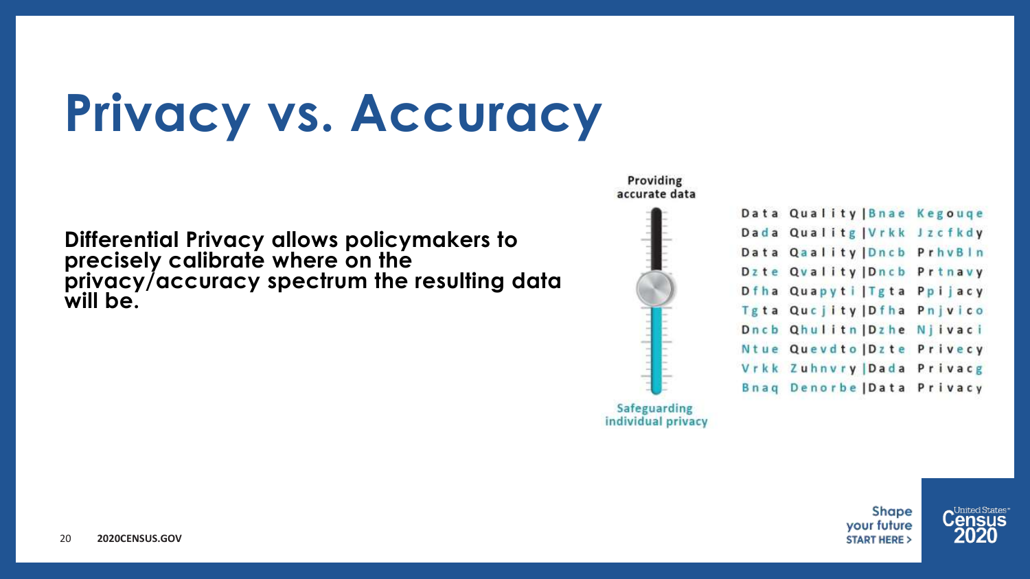# Privacy vs. Accuracy

**Differential Privacy allows policymakers to precisely calibrate where on the privacy/accuracy spectrum the resulting data will be.**

Providing accurate data

Safeguarding individual privacy

Data Quality | Bnae Kegouqe
Dada Qualitg | Vrkk Jzcfkdy
Data Qaality | Dncb PrhvBln
Dzte Qvality | Dncb Prtnavy
Dfha Quapyti | Tgta Ppijacy
Tgta Qucjity | Dfha Pnjvico
Dncb Qhulitn | Dzhe Njivaci
Ntue Quevdto | Dzte Privecy
Vrkk Zuhnvry | Dada Privacg
Bnaq Denorbe | Data Privacy

Shape your future
START HERE >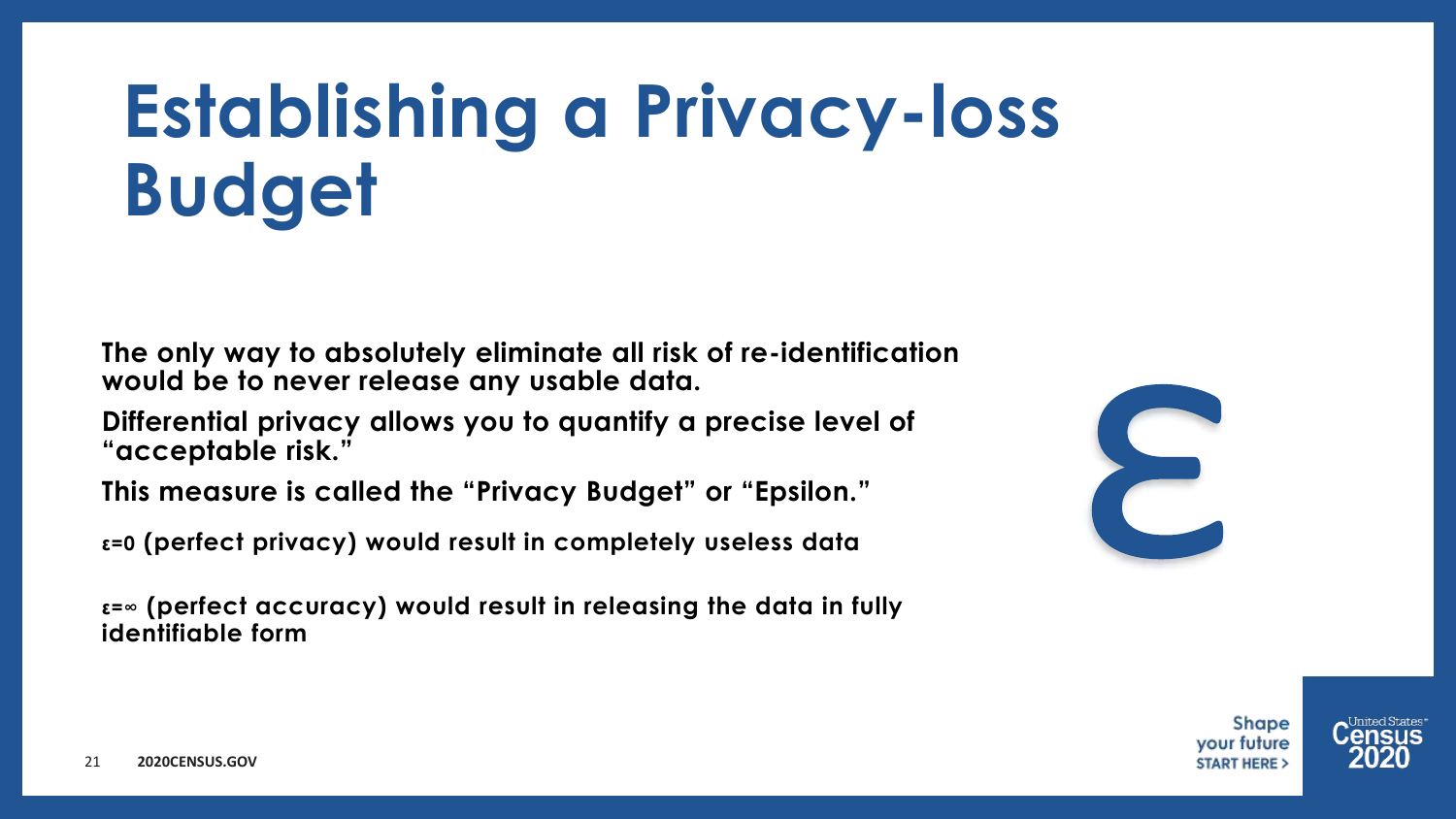# Establishing a Privacy-loss Budget

**The only way to absolutely eliminate all risk of re-identification would be to never release any usable data.**

**Differential privacy allows you to quantify a precise level of "acceptable risk."**

**This measure is called the "Privacy Budget" or "Epsilon."**

**$\varepsilon=0$ (perfect privacy) would result in completely useless data**

**$\varepsilon=\infty$ (perfect accuracy) would result in releasing the data in fully identifiable form**

$\varepsilon$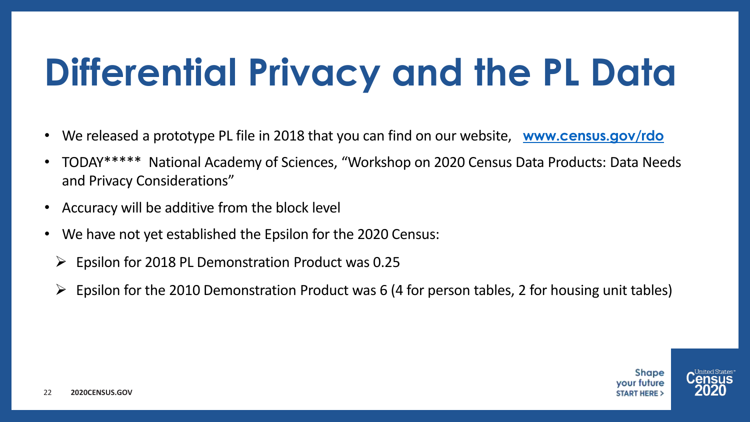# Differential Privacy and the PL Data

- We released a prototype PL file in 2018 that you can find on our website, **www.census.gov/rdo**
- TODAY***** National Academy of Sciences, "Workshop on 2020 Census Data Products: Data Needs and Privacy Considerations"
- Accuracy will be additive from the block level
- We have not yet established the Epsilon for the 2020 Census:
  - Epsilon for 2018 PL Demonstration Product was 0.25
  - Epsilon for the 2010 Demonstration Product was 6 (4 for person tables, 2 for housing unit tables)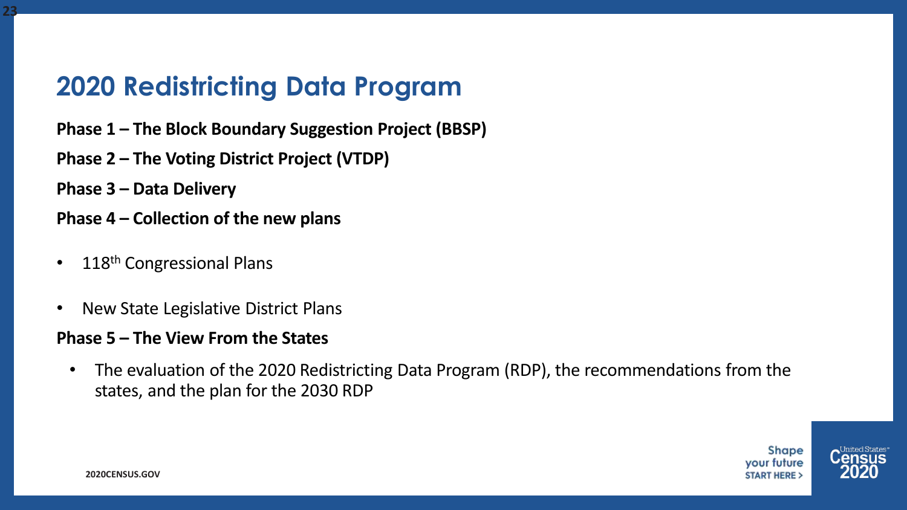# 2020 Redistricting Data Program

**Phase 1 – The Block Boundary Suggestion Project (BBSP)**

**Phase 2 – The Voting District Project (VTDP)**

**Phase 3 – Data Delivery**

**Phase 4 – Collection of the new plans**

- 118th Congressional Plans
- New State Legislative District Plans

**Phase 5 – The View From the States**

- The evaluation of the 2020 Redistricting Data Program (RDP), the recommendations from the states, and the plan for the 2030 RDP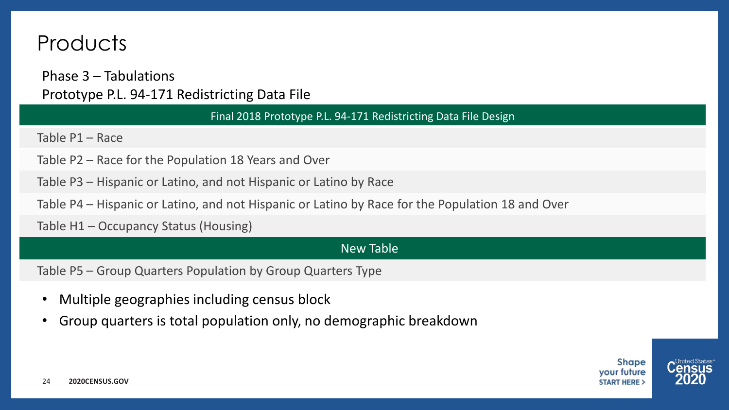# Products

Phase 3 – Tabulations

Prototype P.L. 94-171 Redistricting Data File

| Final 2018 Prototype P.L. 94-171 Redistricting Data File Design |
|---|
| Table P1 – Race |
| Table P2 – Race for the Population 18 Years and Over |
| Table P3 – Hispanic or Latino, and not Hispanic or Latino by Race |
| Table P4 – Hispanic or Latino, and not Hispanic or Latino by Race for the Population 18 and Over |
| Table H1 – Occupancy Status (Housing) |
| **New Table** |
| Table P5 – Group Quarters Population by Group Quarters Type |

- Multiple geographies including census block
- Group quarters is total population only, no demographic breakdown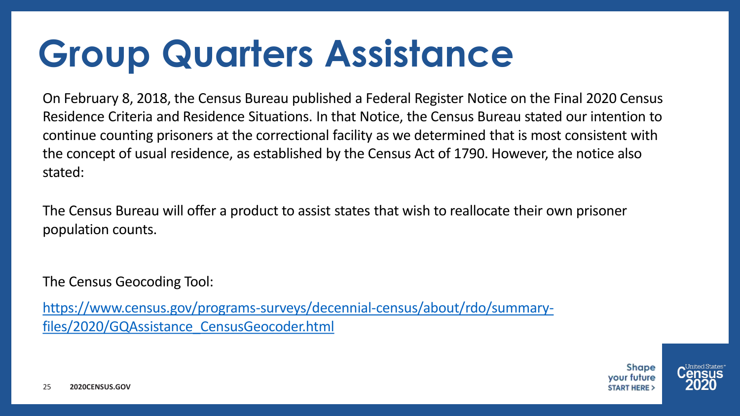# Group Quarters Assistance

On February 8, 2018, the Census Bureau published a Federal Register Notice on the Final 2020 Census Residence Criteria and Residence Situations. In that Notice, the Census Bureau stated our intention to continue counting prisoners at the correctional facility as we determined that is most consistent with the concept of usual residence, as established by the Census Act of 1790. However, the notice also stated:

The Census Bureau will offer a product to assist states that wish to reallocate their own prisoner population counts.

The Census Geocoding Tool:

https://www.census.gov/programs-surveys/decennial-census/about/rdo/summary-files/2020/GQAssistance_CensusGeocoder.html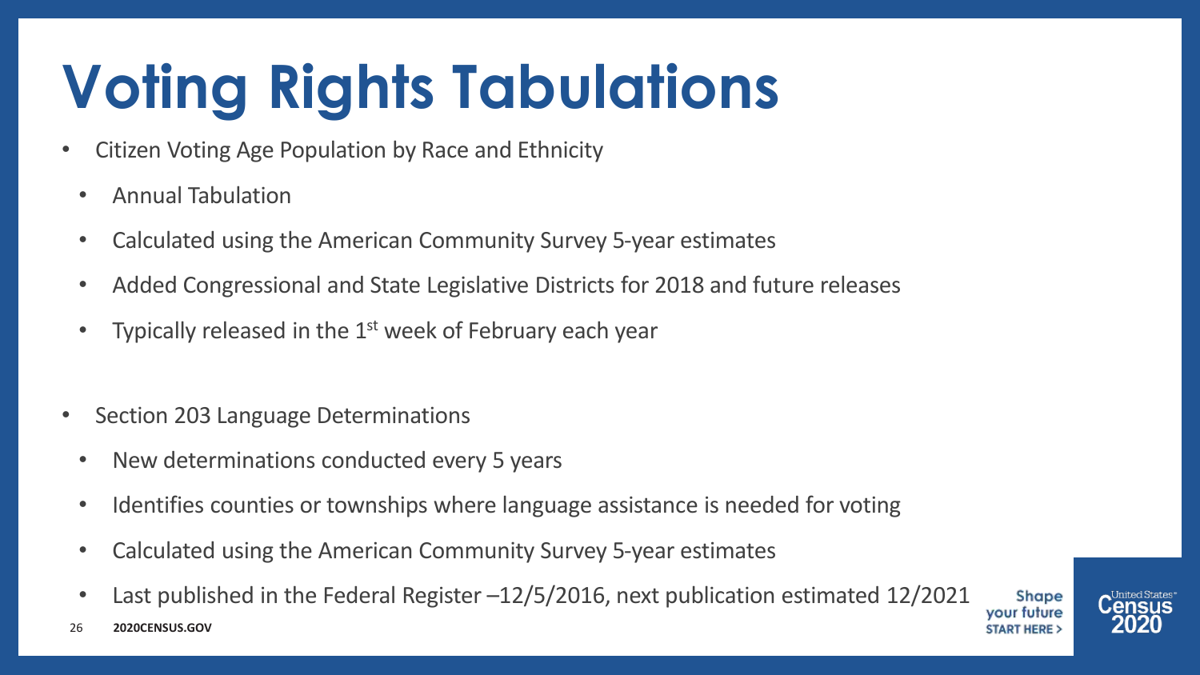# Voting Rights Tabulations

- Citizen Voting Age Population by Race and Ethnicity
  - Annual Tabulation
  - Calculated using the American Community Survey 5-year estimates
  - Added Congressional and State Legislative Districts for 2018 and future releases
  - Typically released in the 1st week of February each year

- Section 203 Language Determinations
  - New determinations conducted every 5 years
  - Identifies counties or townships where language assistance is needed for voting
  - Calculated using the American Community Survey 5-year estimates
  - Last published in the Federal Register –12/5/2016, next publication estimated 12/2021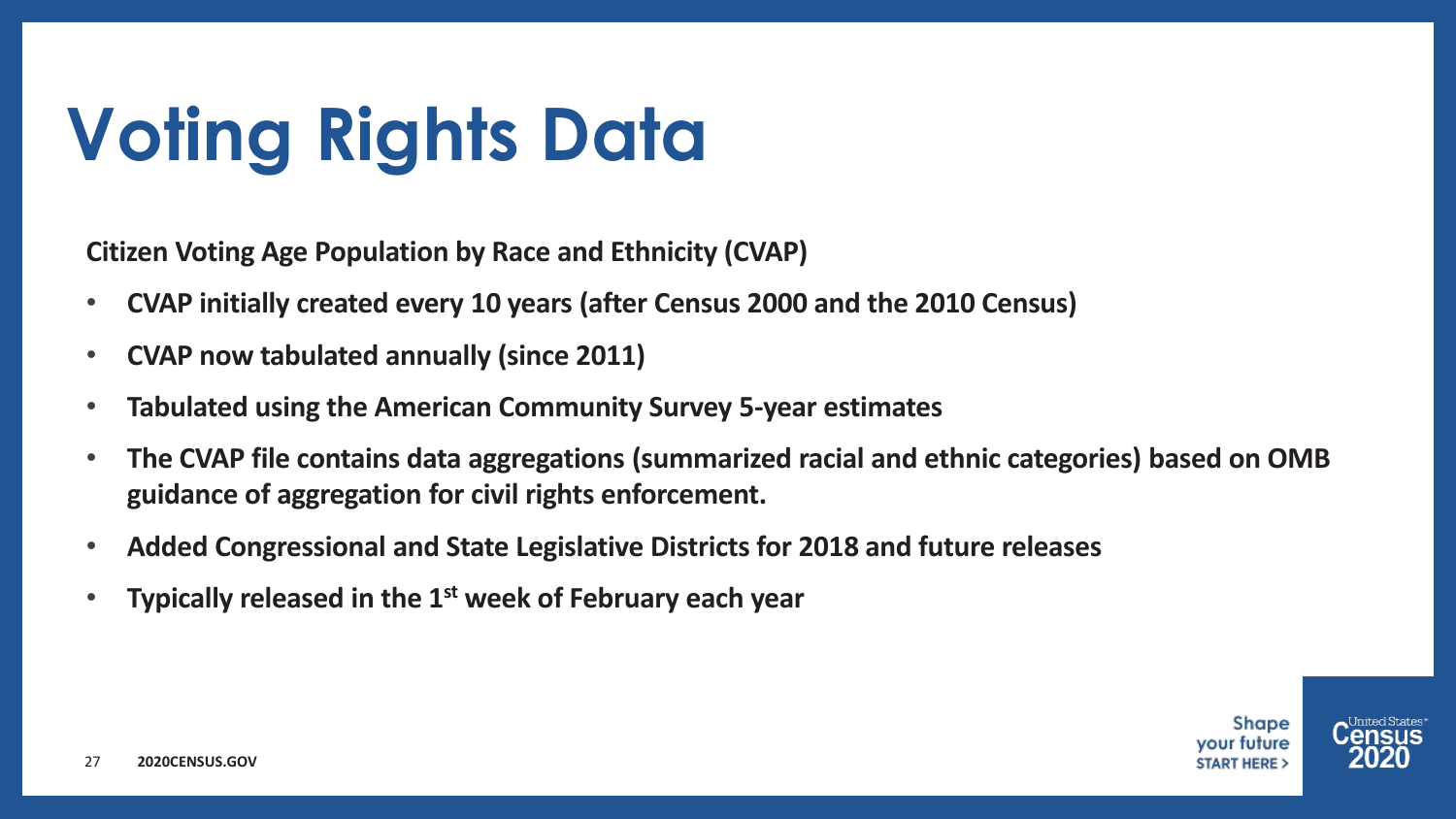# Voting Rights Data

**Citizen Voting Age Population by Race and Ethnicity (CVAP)**

- **CVAP initially created every 10 years (after Census 2000 and the 2010 Census)**
- **CVAP now tabulated annually (since 2011)**
- **Tabulated using the American Community Survey 5-year estimates**
- **The CVAP file contains data aggregations (summarized racial and ethnic categories) based on OMB guidance of aggregation for civil rights enforcement.**
- **Added Congressional and State Legislative Districts for 2018 and future releases**
- **Typically released in the 1st week of February each year**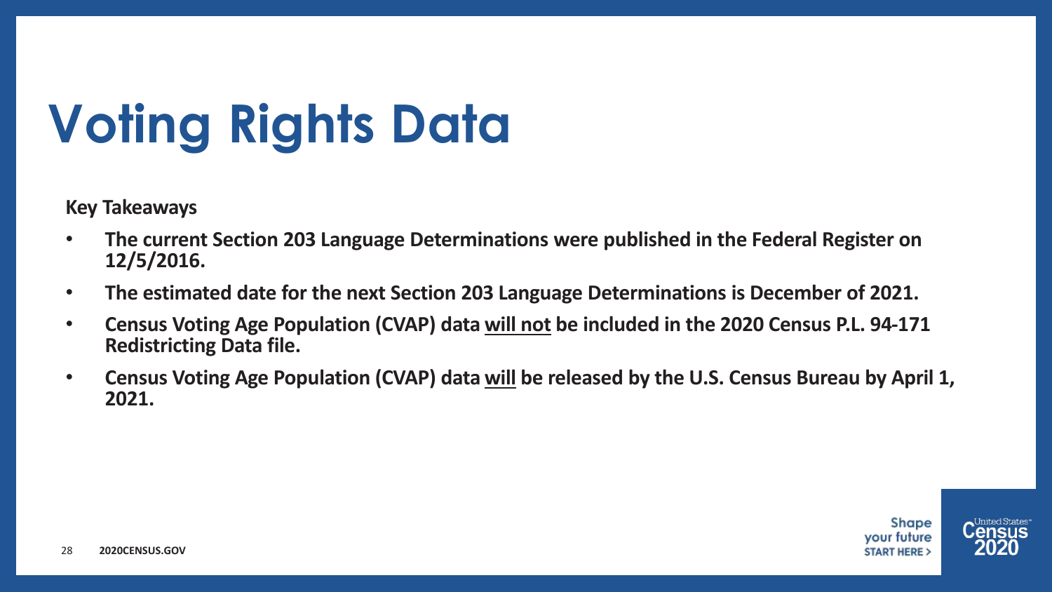# Voting Rights Data

**Key Takeaways**

- **The current Section 203 Language Determinations were published in the Federal Register on 12/5/2016.**
- **The estimated date for the next Section 203 Language Determinations is December of 2021.**
- **Census Voting Age Population (CVAP) data <u>will not</u> be included in the 2020 Census P.L. 94-171 Redistricting Data file.**
- **Census Voting Age Population (CVAP) data <u>will</u> be released by the U.S. Census Bureau by April 1, 2021.**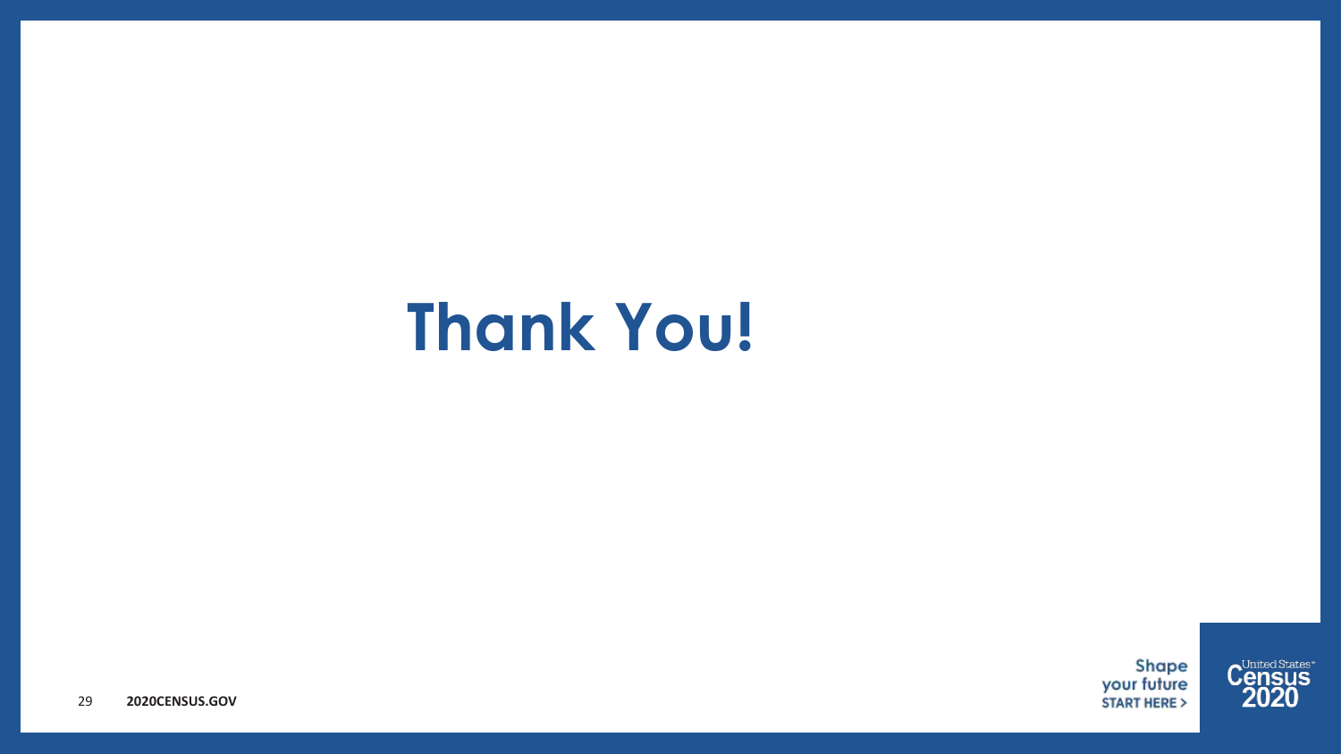# Thank You!

Shape your future START HERE >

United States Census 2020